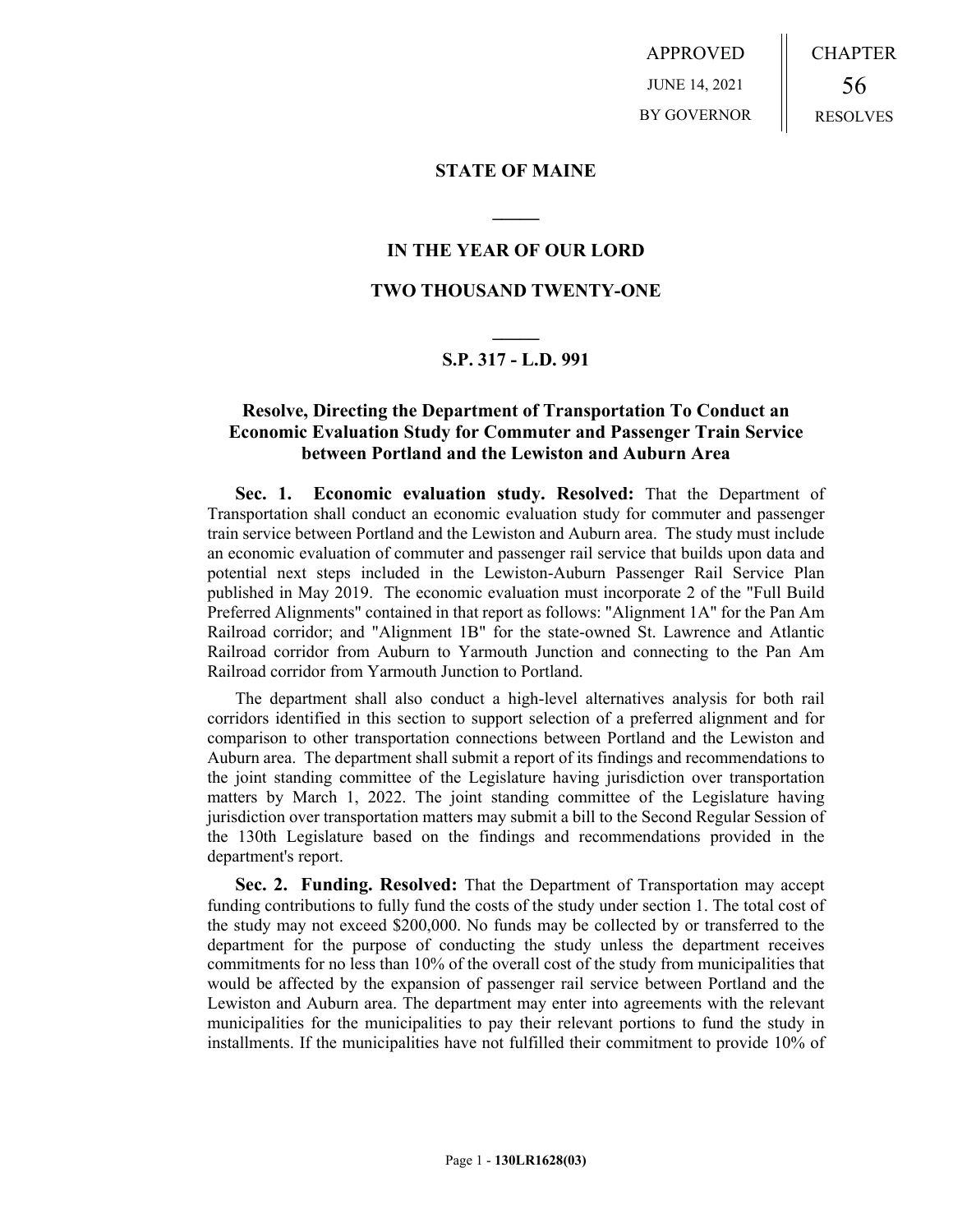APPROVED

JUNE 14, 2021

BY GOVERNOR

CHAPTER

56

RESOLVES

## STATE OF MAINE

## IN THE YEAR OF OUR LORD

## TWO THOUSAND TWENTY-ONE

## S.P. 317 - L.D. 991

### Resolve, Directing the Department of Transportation To Conduct an Economic Evaluation Study for Commuter and Passenger Train Service between Portland and the Lewiston and Auburn Area

**Sec. 1. Economic evaluation study. Resolved:** That the Department of Transportation shall conduct an economic evaluation study for commuter and passenger train service between Portland and the Lewiston and Auburn area. The study must include an economic evaluation of commuter and passenger rail service that builds upon data and potential next steps included in the Lewiston-Auburn Passenger Rail Service Plan published in May 2019. The economic evaluation must incorporate 2 of the "Full Build Preferred Alignments" contained in that report as follows: "Alignment 1A" for the Pan Am Railroad corridor; and "Alignment 1B" for the state-owned St. Lawrence and Atlantic Railroad corridor from Auburn to Yarmouth Junction and connecting to the Pan Am Railroad corridor from Yarmouth Junction to Portland.

The department shall also conduct a high-level alternatives analysis for both rail corridors identified in this section to support selection of a preferred alignment and for comparison to other transportation connections between Portland and the Lewiston and Auburn area. The department shall submit a report of its findings and recommendations to the joint standing committee of the Legislature having jurisdiction over transportation matters by March 1, 2022. The joint standing committee of the Legislature having jurisdiction over transportation matters may submit a bill to the Second Regular Session of the 130th Legislature based on the findings and recommendations provided in the department's report.

**Sec. 2. Funding. Resolved:** That the Department of Transportation may accept funding contributions to fully fund the costs of the study under section 1. The total cost of the study may not exceed $200,000. No funds may be collected by or transferred to the department for the purpose of conducting the study unless the department receives commitments for no less than 10% of the overall cost of the study from municipalities that would be affected by the expansion of passenger rail service between Portland and the Lewiston and Auburn area. The department may enter into agreements with the relevant municipalities for the municipalities to pay their relevant portions to fund the study in installments. If the municipalities have not fulfilled their commitment to provide 10% of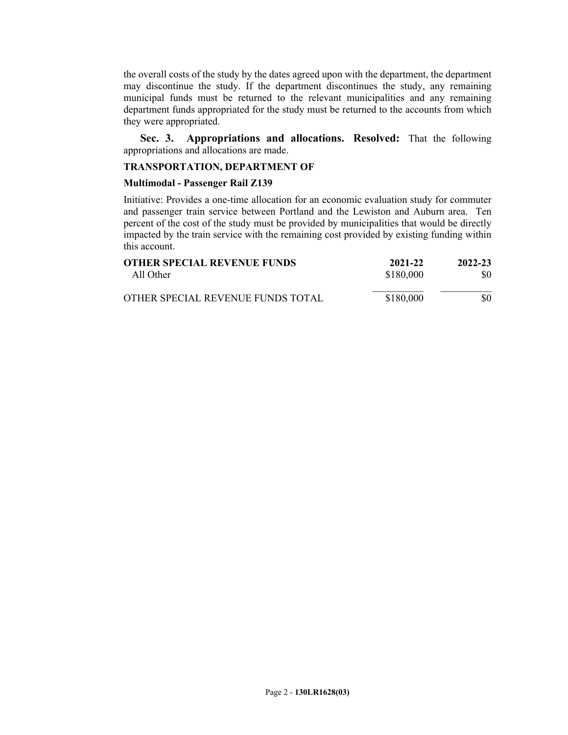the overall costs of the study by the dates agreed upon with the department, the department may discontinue the study. If the department discontinues the study, any remaining municipal funds must be returned to the relevant municipalities and any remaining department funds appropriated for the study must be returned to the accounts from which they were appropriated.

**Sec. 3. Appropriations and allocations. Resolved:** That the following appropriations and allocations are made.

**TRANSPORTATION, DEPARTMENT OF**

**Multimodal - Passenger Rail Z139**

Initiative: Provides a one-time allocation for an economic evaluation study for commuter and passenger train service between Portland and the Lewiston and Auburn area. Ten percent of the cost of the study must be provided by municipalities that would be directly impacted by the train service with the remaining cost provided by existing funding within this account.

| **OTHER SPECIAL REVENUE FUNDS** | **2021-22** | **2022-23** |
| --- | --- | --- |
| All Other | $180,000 | $0 |
| OTHER SPECIAL REVENUE FUNDS TOTAL | $180,000 | $0 |